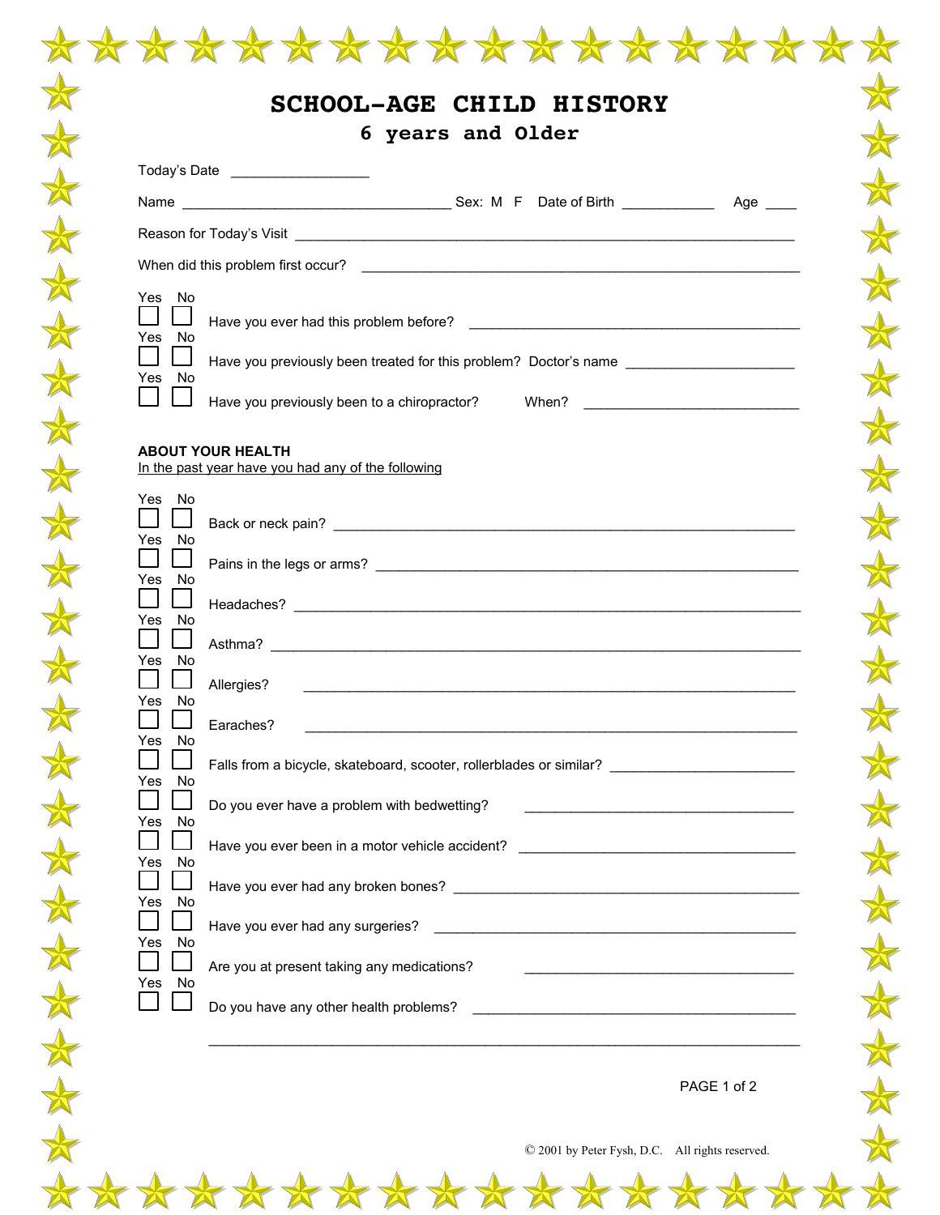# SCHOOL-AGE CHILD HISTORY

## 6 years and Older

Today's Date \_\_\_\_\_\_\_\_\_\_\_\_\_\_\_\_\_

Name \_\_\_\_\_\_\_\_\_\_\_\_\_\_\_\_\_\_\_\_\_\_\_\_\_\_\_\_\_\_\_\_\_\_\_ Sex: M F Date of Birth \_\_\_\_\_\_\_\_\_\_\_\_ Age \_\_\_\_

Reason for Today's Visit \_\_\_\_\_\_\_\_\_\_\_\_\_\_\_\_\_\_\_\_\_\_\_\_\_\_\_\_\_\_\_\_\_\_\_\_\_\_\_\_\_\_\_\_\_\_\_\_\_\_\_\_\_\_\_\_\_\_\_\_\_\_

When did this problem first occur? \_\_\_\_\_\_\_\_\_\_\_\_\_\_\_\_\_\_\_\_\_\_\_\_\_\_\_\_\_\_\_\_\_\_\_\_\_\_\_\_\_\_\_\_\_\_\_\_\_\_\_\_\_\_\_

| Yes | No | |
|---|---|---|
| ☐ | ☐ | Have you ever had this problem before? \_\_\_\_\_\_\_\_\_\_\_\_\_\_\_\_\_\_\_\_\_\_\_\_\_\_\_\_\_\_\_\_\_\_\_\_\_\_\_\_\_\_ |
| ☐ | ☐ | Have you previously been treated for this problem? Doctor's name \_\_\_\_\_\_\_\_\_\_\_\_\_\_\_\_\_\_\_\_\_\_ |
| ☐ | ☐ | Have you previously been to a chiropractor? When? \_\_\_\_\_\_\_\_\_\_\_\_\_\_\_\_\_\_\_\_\_\_\_\_\_\_\_\_ |

**ABOUT YOUR HEALTH**

In the past year have you had any of the following

| Yes | No | |
|---|---|---|
| ☐ | ☐ | Back or neck pain? \_\_\_\_\_\_\_\_\_\_\_\_\_\_\_\_\_\_\_\_\_\_\_\_\_\_\_\_\_\_\_\_\_\_\_\_\_\_\_\_\_\_\_\_\_\_\_\_\_\_\_\_\_\_\_\_\_\_\_\_\_ |
| ☐ | ☐ | Pains in the legs or arms? \_\_\_\_\_\_\_\_\_\_\_\_\_\_\_\_\_\_\_\_\_\_\_\_\_\_\_\_\_\_\_\_\_\_\_\_\_\_\_\_\_\_\_\_\_\_\_\_\_\_\_\_\_\_\_ |
| ☐ | ☐ | Headaches? \_\_\_\_\_\_\_\_\_\_\_\_\_\_\_\_\_\_\_\_\_\_\_\_\_\_\_\_\_\_\_\_\_\_\_\_\_\_\_\_\_\_\_\_\_\_\_\_\_\_\_\_\_\_\_\_\_\_\_\_\_\_\_\_\_\_ |
| ☐ | ☐ | Asthma? \_\_\_\_\_\_\_\_\_\_\_\_\_\_\_\_\_\_\_\_\_\_\_\_\_\_\_\_\_\_\_\_\_\_\_\_\_\_\_\_\_\_\_\_\_\_\_\_\_\_\_\_\_\_\_\_\_\_\_\_\_\_\_\_\_\_\_\_\_ |
| ☐ | ☐ | Allergies? \_\_\_\_\_\_\_\_\_\_\_\_\_\_\_\_\_\_\_\_\_\_\_\_\_\_\_\_\_\_\_\_\_\_\_\_\_\_\_\_\_\_\_\_\_\_\_\_\_\_\_\_\_\_\_\_\_\_\_\_\_\_\_\_ |
| ☐ | ☐ | Earaches? \_\_\_\_\_\_\_\_\_\_\_\_\_\_\_\_\_\_\_\_\_\_\_\_\_\_\_\_\_\_\_\_\_\_\_\_\_\_\_\_\_\_\_\_\_\_\_\_\_\_\_\_\_\_\_\_\_\_\_\_\_\_\_\_ |
| ☐ | ☐ | Falls from a bicycle, skateboard, scooter, rollerblades or similar? \_\_\_\_\_\_\_\_\_\_\_\_\_\_\_\_\_\_\_\_\_\_\_\_ |
| ☐ | ☐ | Do you ever have a problem with bedwetting? \_\_\_\_\_\_\_\_\_\_\_\_\_\_\_\_\_\_\_\_\_\_\_\_\_\_\_\_\_\_\_\_\_\_\_ |
| ☐ | ☐ | Have you ever been in a motor vehicle accident? \_\_\_\_\_\_\_\_\_\_\_\_\_\_\_\_\_\_\_\_\_\_\_\_\_\_\_\_\_\_\_\_\_\_\_\_ |
| ☐ | ☐ | Have you ever had any broken bones? \_\_\_\_\_\_\_\_\_\_\_\_\_\_\_\_\_\_\_\_\_\_\_\_\_\_\_\_\_\_\_\_\_\_\_\_\_\_\_\_\_\_\_\_\_ |
| ☐ | ☐ | Have you ever had any surgeries? \_\_\_\_\_\_\_\_\_\_\_\_\_\_\_\_\_\_\_\_\_\_\_\_\_\_\_\_\_\_\_\_\_\_\_\_\_\_\_\_\_\_\_\_\_\_\_ |
| ☐ | ☐ | Are you at present taking any medications? \_\_\_\_\_\_\_\_\_\_\_\_\_\_\_\_\_\_\_\_\_\_\_\_\_\_\_\_\_\_\_\_\_\_\_ |
| ☐ | ☐ | Do you have any other health problems? \_\_\_\_\_\_\_\_\_\_\_\_\_\_\_\_\_\_\_\_\_\_\_\_\_\_\_\_\_\_\_\_\_\_\_\_\_\_\_\_\_\_ |

\_\_\_\_\_\_\_\_\_\_\_\_\_\_\_\_\_\_\_\_\_\_\_\_\_\_\_\_\_\_\_\_\_\_\_\_\_\_\_\_\_\_\_\_\_\_\_\_\_\_\_\_\_\_\_\_\_\_\_\_\_\_\_\_\_\_\_\_\_\_\_\_\_\_\_

© 2001 by Peter Fysh, D.C. All rights reserved.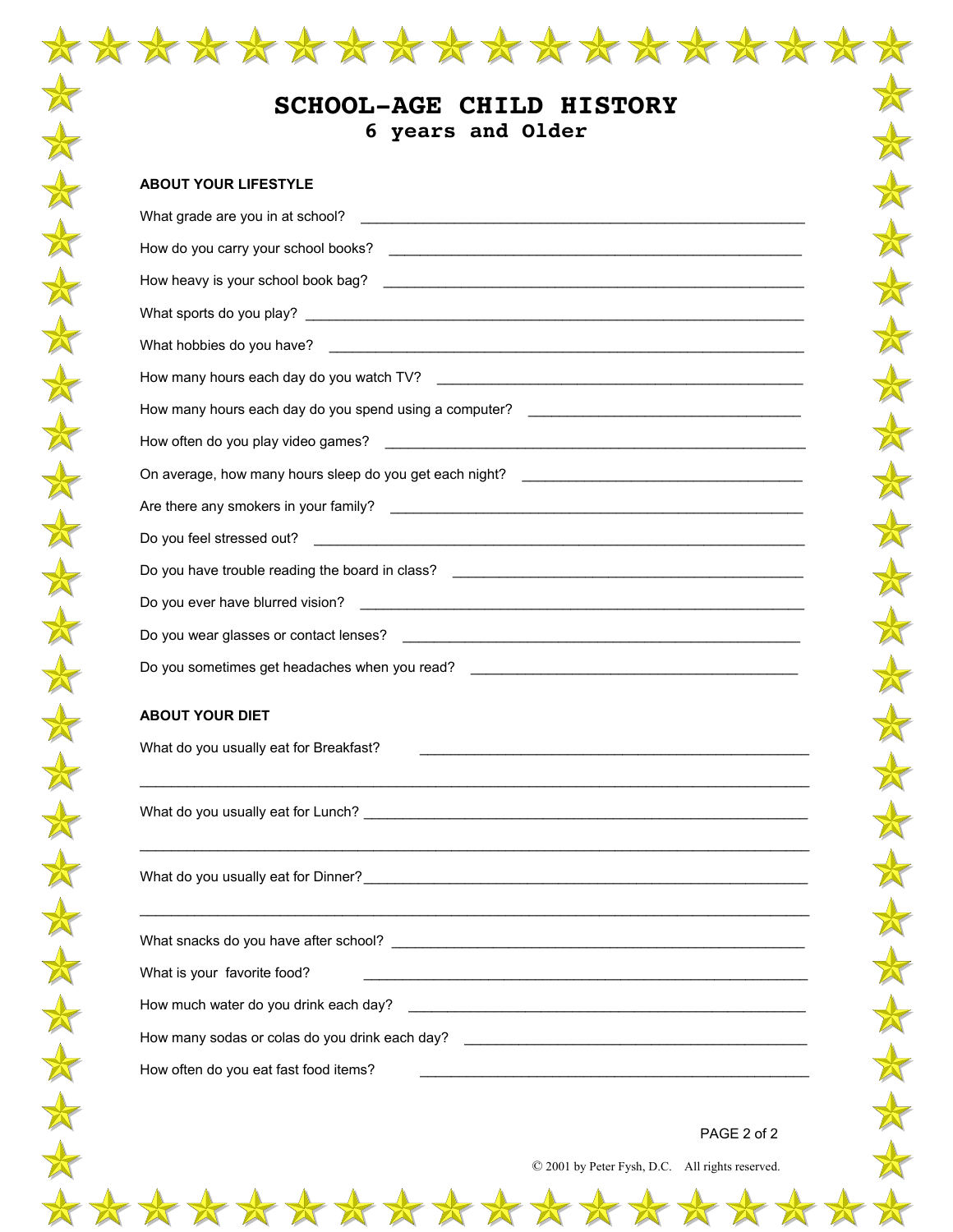# SCHOOL-AGE CHILD HISTORY
## 6 years and Older

### ABOUT YOUR LIFESTYLE

What grade are you in at school? ____________________________________________

How do you carry your school books? ____________________________________________

How heavy is your school book bag? ____________________________________________

What sports do you play? ____________________________________________

What hobbies do you have? ____________________________________________

How many hours each day do you watch TV? ____________________________________________

How many hours each day do you spend using a computer? ____________________________________________

How often do you play video games? ____________________________________________

On average, how many hours sleep do you get each night? ____________________________________________

Are there any smokers in your family? ____________________________________________

Do you feel stressed out? ____________________________________________

Do you have trouble reading the board in class? ____________________________________________

Do you ever have blurred vision? ____________________________________________

Do you wear glasses or contact lenses? ____________________________________________

Do you sometimes get headaches when you read? ____________________________________________

### ABOUT YOUR DIET

What do you usually eat for Breakfast? ____________________________________________

____________________________________________

What do you usually eat for Lunch? ____________________________________________

____________________________________________

What do you usually eat for Dinner? ____________________________________________

____________________________________________

What snacks do you have after school? ____________________________________________

What is your favorite food? ____________________________________________

How much water do you drink each day? ____________________________________________

How many sodas or colas do you drink each day? ____________________________________________

How often do you eat fast food items? ____________________________________________

© 2001 by Peter Fysh, D.C. All rights reserved.